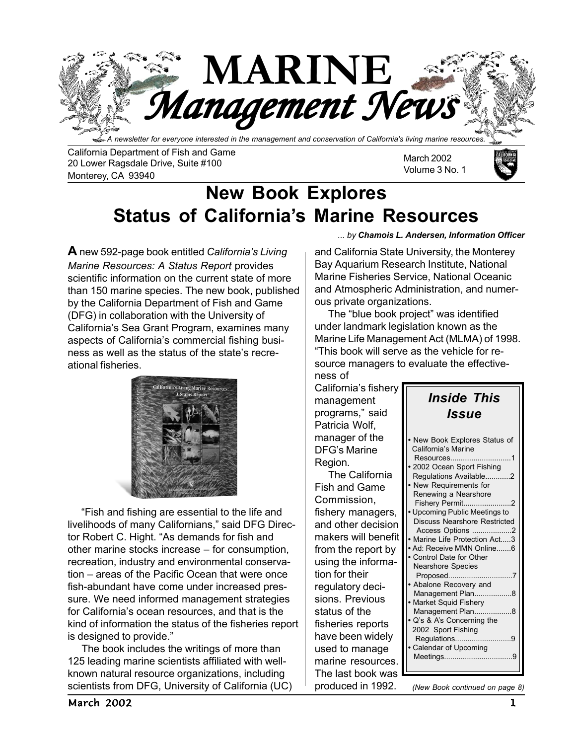# MARINE *Management News*

*A newsletter for everyone interested in the management and conservation of California's living marine resources.*

California Department of Fish and Game
20 Lower Ragsdale Drive, Suite #100
Monterey, CA 93940

March 2002
Volume 3 No. 1

## New Book Explores Status of California's Marine Resources

*... by **Chamois L. Andersen, Information Officer***

**A** new 592-page book entitled *California's Living Marine Resources: A Status Report* provides scientific information on the current state of more than 150 marine species. The new book, published by the California Department of Fish and Game (DFG) in collaboration with the University of California's Sea Grant Program, examines many aspects of California's commercial fishing business as well as the status of the state's recreational fisheries.

"Fish and fishing are essential to the life and livelihoods of many Californians," said DFG Director Robert C. Hight. "As demands for fish and other marine stocks increase – for consumption, recreation, industry and environmental conservation – areas of the Pacific Ocean that were once fish-abundant have come under increased pressure. We need informed management strategies for California's ocean resources, and that is the kind of information the status of the fisheries report is designed to provide."

The book includes the writings of more than 125 leading marine scientists affiliated with well-known natural resource organizations, including scientists from DFG, University of California (UC) and California State University, the Monterey Bay Aquarium Research Institute, National Marine Fisheries Service, National Oceanic and Atmospheric Administration, and numerous private organizations.

The "blue book project" was identified under landmark legislation known as the Marine Life Management Act (MLMA) of 1998. "This book will serve as the vehicle for resource managers to evaluate the effectiveness of California's fishery management programs," said Patricia Wolf, manager of the DFG's Marine Region.

The California Fish and Game Commission, fishery managers, and other decision makers will benefit from the report by using the information for their regulatory decisions. Previous status of the fisheries reports have been widely used to manage marine resources. The last book was produced in 1992.

*(New Book continued on page 8)*

### *Inside This Issue*

- New Book Explores Status of California's Marine Resources............................1
- 2002 Ocean Sport Fishing Regulations Available...........2
- New Requirements for Renewing a Nearshore Fishery Permit.......................2
- Upcoming Public Meetings to Discuss Nearshore Restricted Access Options ..................2
- Marine Life Protection Act.....3
- Ad: Receive MMN Online.......6
- Control Date for Other Nearshore Species Proposed..............................7
- Abalone Recovery and Management Plan..................8
- Market Squid Fishery Management Plan..................8
- Q's & A's Concerning the 2002 Sport Fishing Regulations..........................9
- Calendar of Upcoming Meetings.................................9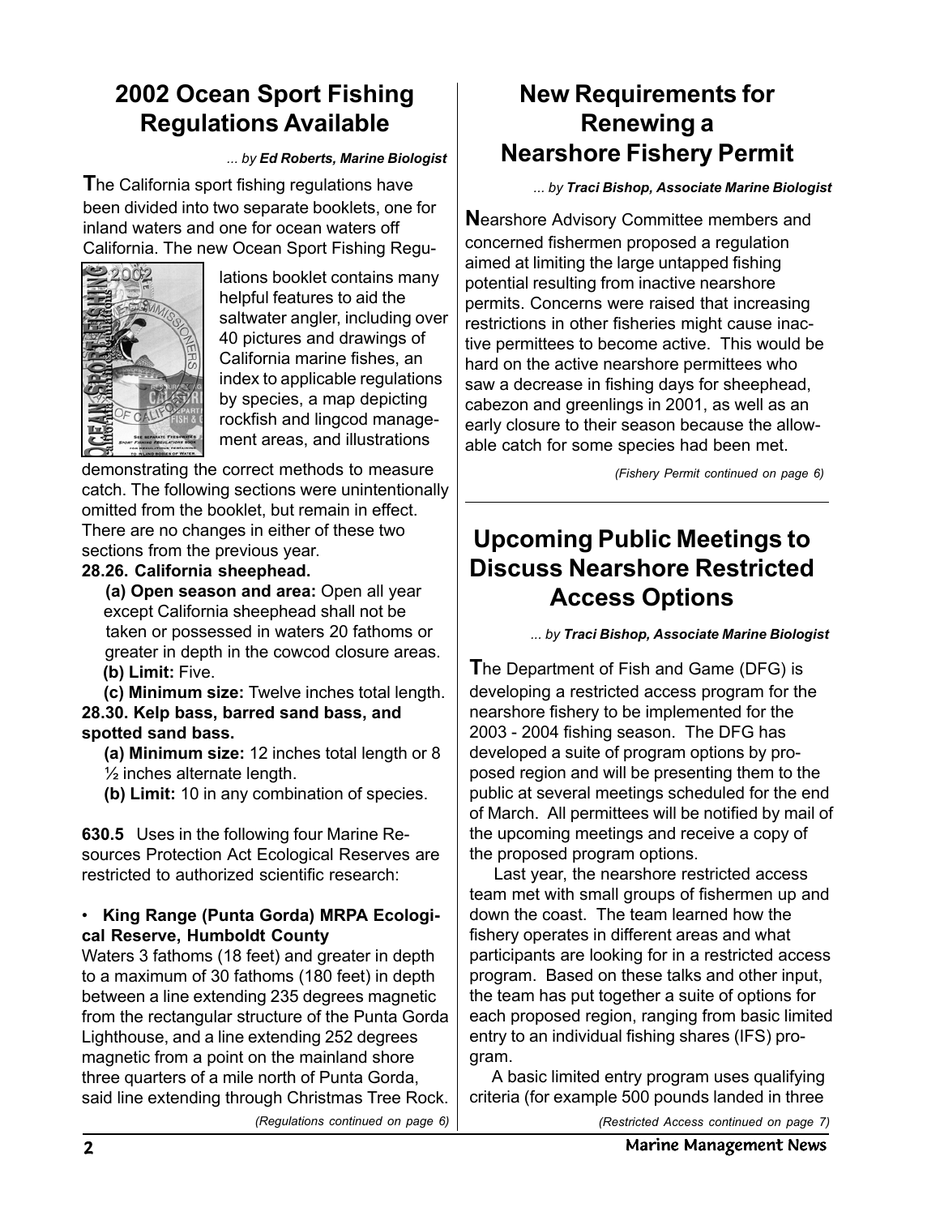## 2002 Ocean Sport Fishing Regulations Available

*... by **Ed Roberts, Marine Biologist***

The California sport fishing regulations have been divided into two separate booklets, one for inland waters and one for ocean waters off California. The new Ocean Sport Fishing Regulations booklet contains many helpful features to aid the saltwater angler, including over 40 pictures and drawings of California marine fishes, an index to applicable regulations by species, a map depicting rockfish and lingcod management areas, and illustrations demonstrating the correct methods to measure catch. The following sections were unintentionally omitted from the booklet, but remain in effect. There are no changes in either of these two sections from the previous year.

**28.26. California sheephead.**

**(a) Open season and area:** Open all year except California sheephead shall not be taken or possessed in waters 20 fathoms or greater in depth in the cowcod closure areas.

**(b) Limit:** Five.

**(c) Minimum size:** Twelve inches total length.

**28.30. Kelp bass, barred sand bass, and spotted sand bass.**

**(a) Minimum size:** 12 inches total length or 8 ½ inches alternate length.

**(b) Limit:** 10 in any combination of species.

**630.5** Uses in the following four Marine Resources Protection Act Ecological Reserves are restricted to authorized scientific research:

- **King Range (Punta Gorda) MRPA Ecological Reserve, Humboldt County**

Waters 3 fathoms (18 feet) and greater in depth to a maximum of 30 fathoms (180 feet) in depth between a line extending 235 degrees magnetic from the rectangular structure of the Punta Gorda Lighthouse, and a line extending 252 degrees magnetic from a point on the mainland shore three quarters of a mile north of Punta Gorda, said line extending through Christmas Tree Rock.

*(Regulations continued on page 6)*

## New Requirements for Renewing a Nearshore Fishery Permit

*... by **Traci Bishop, Associate Marine Biologist***

Nearshore Advisory Committee members and concerned fishermen proposed a regulation aimed at limiting the large untapped fishing potential resulting from inactive nearshore permits. Concerns were raised that increasing restrictions in other fisheries might cause inactive permittees to become active. This would be hard on the active nearshore permittees who saw a decrease in fishing days for sheephead, cabezon and greenlings in 2001, as well as an early closure to their season because the allowable catch for some species had been met.

*(Fishery Permit continued on page 6)*

## Upcoming Public Meetings to Discuss Nearshore Restricted Access Options

*... by **Traci Bishop, Associate Marine Biologist***

The Department of Fish and Game (DFG) is developing a restricted access program for the nearshore fishery to be implemented for the 2003 - 2004 fishing season. The DFG has developed a suite of program options by proposed region and will be presenting them to the public at several meetings scheduled for the end of March. All permittees will be notified by mail of the upcoming meetings and receive a copy of the proposed program options.

Last year, the nearshore restricted access team met with small groups of fishermen up and down the coast. The team learned how the fishery operates in different areas and what participants are looking for in a restricted access program. Based on these talks and other input, the team has put together a suite of options for each proposed region, ranging from basic limited entry to an individual fishing shares (IFS) program.

A basic limited entry program uses qualifying criteria (for example 500 pounds landed in three

*(Restricted Access continued on page 7)*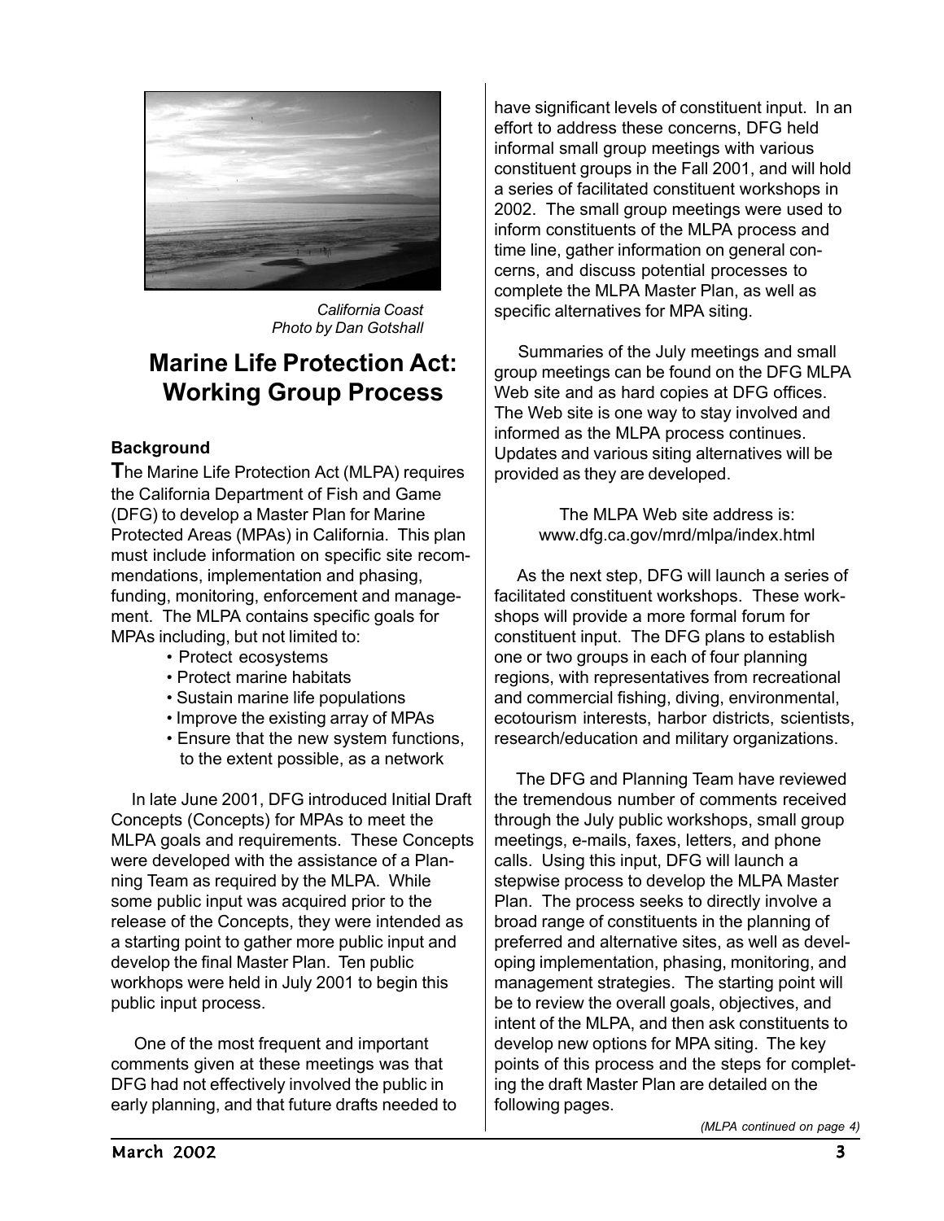California Coast
Photo by Dan Gotshall

# Marine Life Protection Act: Working Group Process

### Background

The Marine Life Protection Act (MLPA) requires the California Department of Fish and Game (DFG) to develop a Master Plan for Marine Protected Areas (MPAs) in California. This plan must include information on specific site recommendations, implementation and phasing, funding, monitoring, enforcement and management. The MLPA contains specific goals for MPAs including, but not limited to:

- Protect ecosystems
- Protect marine habitats
- Sustain marine life populations
- Improve the existing array of MPAs
- Ensure that the new system functions, to the extent possible, as a network

In late June 2001, DFG introduced Initial Draft Concepts (Concepts) for MPAs to meet the MLPA goals and requirements. These Concepts were developed with the assistance of a Planning Team as required by the MLPA. While some public input was acquired prior to the release of the Concepts, they were intended as a starting point to gather more public input and develop the final Master Plan. Ten public workhops were held in July 2001 to begin this public input process.

One of the most frequent and important comments given at these meetings was that DFG had not effectively involved the public in early planning, and that future drafts needed to have significant levels of constituent input. In an effort to address these concerns, DFG held informal small group meetings with various constituent groups in the Fall 2001, and will hold a series of facilitated constituent workshops in 2002. The small group meetings were used to inform constituents of the MLPA process and time line, gather information on general concerns, and discuss potential processes to complete the MLPA Master Plan, as well as specific alternatives for MPA siting.

Summaries of the July meetings and small group meetings can be found on the DFG MLPA Web site and as hard copies at DFG offices. The Web site is one way to stay involved and informed as the MLPA process continues. Updates and various siting alternatives will be provided as they are developed.

The MLPA Web site address is:
www.dfg.ca.gov/mrd/mlpa/index.html

As the next step, DFG will launch a series of facilitated constituent workshops. These workshops will provide a more formal forum for constituent input. The DFG plans to establish one or two groups in each of four planning regions, with representatives from recreational and commercial fishing, diving, environmental, ecotourism interests, harbor districts, scientists, research/education and military organizations.

The DFG and Planning Team have reviewed the tremendous number of comments received through the July public workshops, small group meetings, e-mails, faxes, letters, and phone calls. Using this input, DFG will launch a stepwise process to develop the MLPA Master Plan. The process seeks to directly involve a broad range of constituents in the planning of preferred and alternative sites, as well as developing implementation, phasing, monitoring, and management strategies. The starting point will be to review the overall goals, objectives, and intent of the MLPA, and then ask constituents to develop new options for MPA siting. The key points of this process and the steps for completing the draft Master Plan are detailed on the following pages.

*(MLPA continued on page 4)*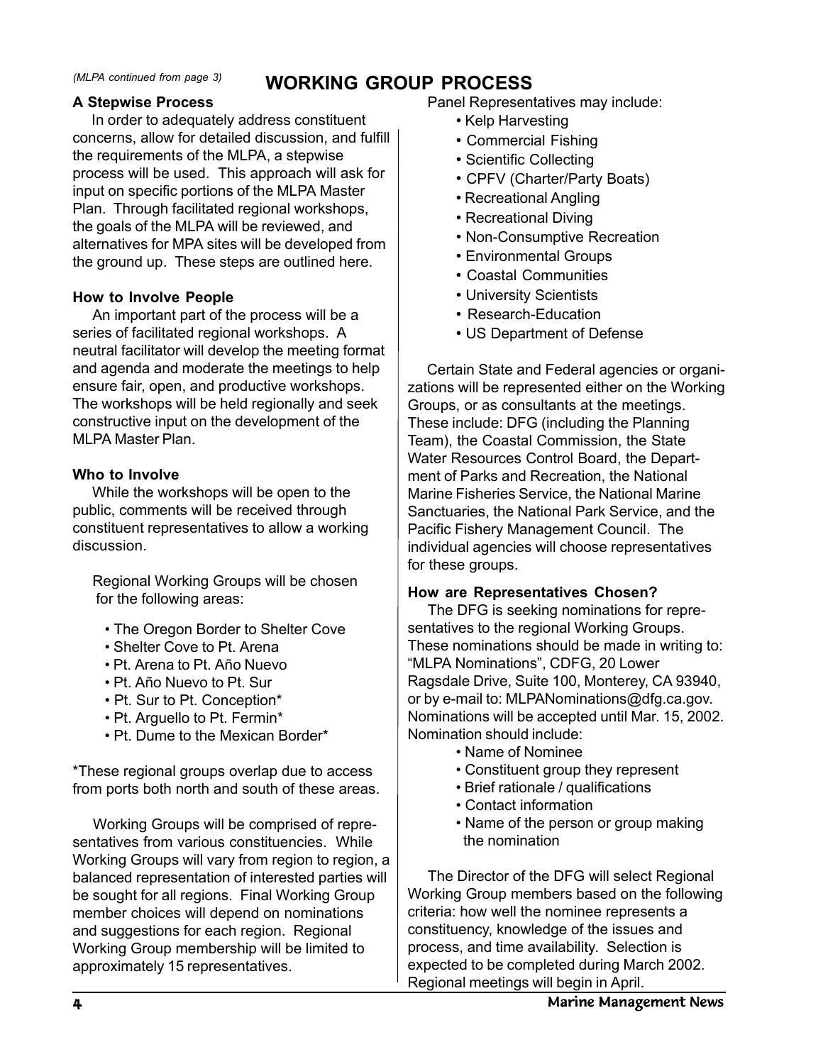*(MLPA continued from page 3)*

## WORKING GROUP PROCESS

**A Stepwise Process**

In order to adequately address constituent concerns, allow for detailed discussion, and fulfill the requirements of the MLPA, a stepwise process will be used. This approach will ask for input on specific portions of the MLPA Master Plan. Through facilitated regional workshops, the goals of the MLPA will be reviewed, and alternatives for MPA sites will be developed from the ground up. These steps are outlined here.

**How to Involve People**

An important part of the process will be a series of facilitated regional workshops. A neutral facilitator will develop the meeting format and agenda and moderate the meetings to help ensure fair, open, and productive workshops. The workshops will be held regionally and seek constructive input on the development of the MLPA Master Plan.

**Who to Involve**

While the workshops will be open to the public, comments will be received through constituent representatives to allow a working discussion.

Regional Working Groups will be chosen for the following areas:

- The Oregon Border to Shelter Cove
- Shelter Cove to Pt. Arena
- Pt. Arena to Pt. Año Nuevo
- Pt. Año Nuevo to Pt. Sur
- Pt. Sur to Pt. Conception*
- Pt. Arguello to Pt. Fermin*
- Pt. Dume to the Mexican Border*

*These regional groups overlap due to access from ports both north and south of these areas.

Working Groups will be comprised of representatives from various constituencies. While Working Groups will vary from region to region, a balanced representation of interested parties will be sought for all regions. Final Working Group member choices will depend on nominations and suggestions for each region. Regional Working Group membership will be limited to approximately 15 representatives.

Panel Representatives may include:

- Kelp Harvesting
- Commercial Fishing
- Scientific Collecting
- CPFV (Charter/Party Boats)
- Recreational Angling
- Recreational Diving
- Non-Consumptive Recreation
- Environmental Groups
- Coastal Communities
- University Scientists
- Research-Education
- US Department of Defense

Certain State and Federal agencies or organizations will be represented either on the Working Groups, or as consultants at the meetings. These include: DFG (including the Planning Team), the Coastal Commission, the State Water Resources Control Board, the Department of Parks and Recreation, the National Marine Fisheries Service, the National Marine Sanctuaries, the National Park Service, and the Pacific Fishery Management Council. The individual agencies will choose representatives for these groups.

**How are Representatives Chosen?**

The DFG is seeking nominations for representatives to the regional Working Groups. These nominations should be made in writing to: "MLPA Nominations", CDFG, 20 Lower Ragsdale Drive, Suite 100, Monterey, CA 93940, or by e-mail to: MLPANominations@dfg.ca.gov. Nominations will be accepted until Mar. 15, 2002. Nomination should include:

- Name of Nominee
- Constituent group they represent
- Brief rationale / qualifications
- Contact information
- Name of the person or group making the nomination

The Director of the DFG will select Regional Working Group members based on the following criteria: how well the nominee represents a constituency, knowledge of the issues and process, and time availability. Selection is expected to be completed during March 2002. Regional meetings will begin in April.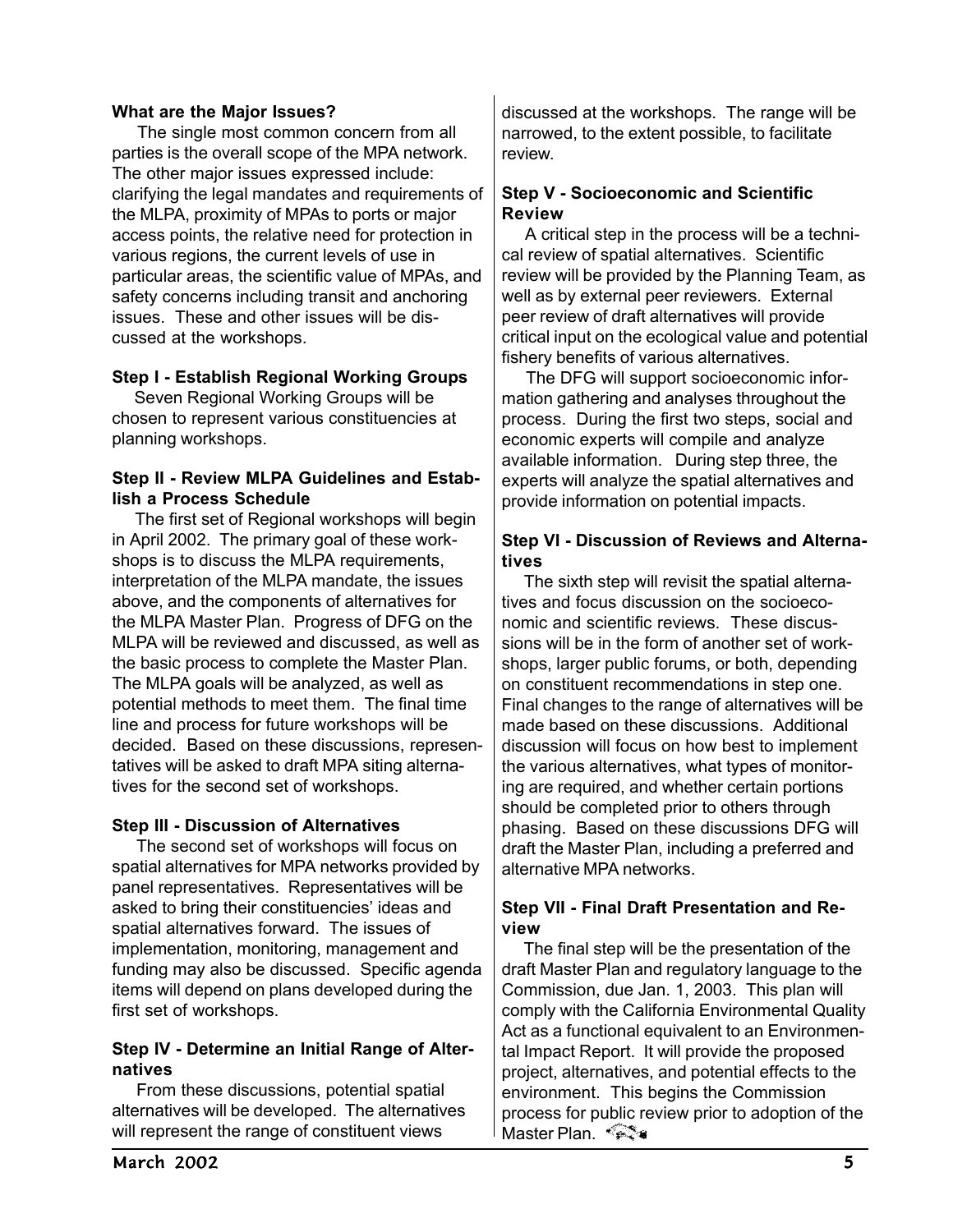**What are the Major Issues?**

The single most common concern from all parties is the overall scope of the MPA network. The other major issues expressed include: clarifying the legal mandates and requirements of the MLPA, proximity of MPAs to ports or major access points, the relative need for protection in various regions, the current levels of use in particular areas, the scientific value of MPAs, and safety concerns including transit and anchoring issues. These and other issues will be discussed at the workshops.

**Step I - Establish Regional Working Groups**

Seven Regional Working Groups will be chosen to represent various constituencies at planning workshops.

**Step II - Review MLPA Guidelines and Establish a Process Schedule**

The first set of Regional workshops will begin in April 2002. The primary goal of these workshops is to discuss the MLPA requirements, interpretation of the MLPA mandate, the issues above, and the components of alternatives for the MLPA Master Plan. Progress of DFG on the MLPA will be reviewed and discussed, as well as the basic process to complete the Master Plan. The MLPA goals will be analyzed, as well as potential methods to meet them. The final time line and process for future workshops will be decided. Based on these discussions, representatives will be asked to draft MPA siting alternatives for the second set of workshops.

**Step III - Discussion of Alternatives**

The second set of workshops will focus on spatial alternatives for MPA networks provided by panel representatives. Representatives will be asked to bring their constituencies' ideas and spatial alternatives forward. The issues of implementation, monitoring, management and funding may also be discussed. Specific agenda items will depend on plans developed during the first set of workshops.

**Step IV - Determine an Initial Range of Alternatives**

From these discussions, potential spatial alternatives will be developed. The alternatives will represent the range of constituent views discussed at the workshops. The range will be narrowed, to the extent possible, to facilitate review.

**Step V - Socioeconomic and Scientific Review**

A critical step in the process will be a technical review of spatial alternatives. Scientific review will be provided by the Planning Team, as well as by external peer reviewers. External peer review of draft alternatives will provide critical input on the ecological value and potential fishery benefits of various alternatives.

The DFG will support socioeconomic information gathering and analyses throughout the process. During the first two steps, social and economic experts will compile and analyze available information. During step three, the experts will analyze the spatial alternatives and provide information on potential impacts.

**Step VI - Discussion of Reviews and Alternatives**

The sixth step will revisit the spatial alternatives and focus discussion on the socioeconomic and scientific reviews. These discussions will be in the form of another set of workshops, larger public forums, or both, depending on constituent recommendations in step one. Final changes to the range of alternatives will be made based on these discussions. Additional discussion will focus on how best to implement the various alternatives, what types of monitoring are required, and whether certain portions should be completed prior to others through phasing. Based on these discussions DFG will draft the Master Plan, including a preferred and alternative MPA networks.

**Step VII - Final Draft Presentation and Review**

The final step will be the presentation of the draft Master Plan and regulatory language to the Commission, due Jan. 1, 2003. This plan will comply with the California Environmental Quality Act as a functional equivalent to an Environmental Impact Report. It will provide the proposed project, alternatives, and potential effects to the environment. This begins the Commission process for public review prior to adoption of the Master Plan.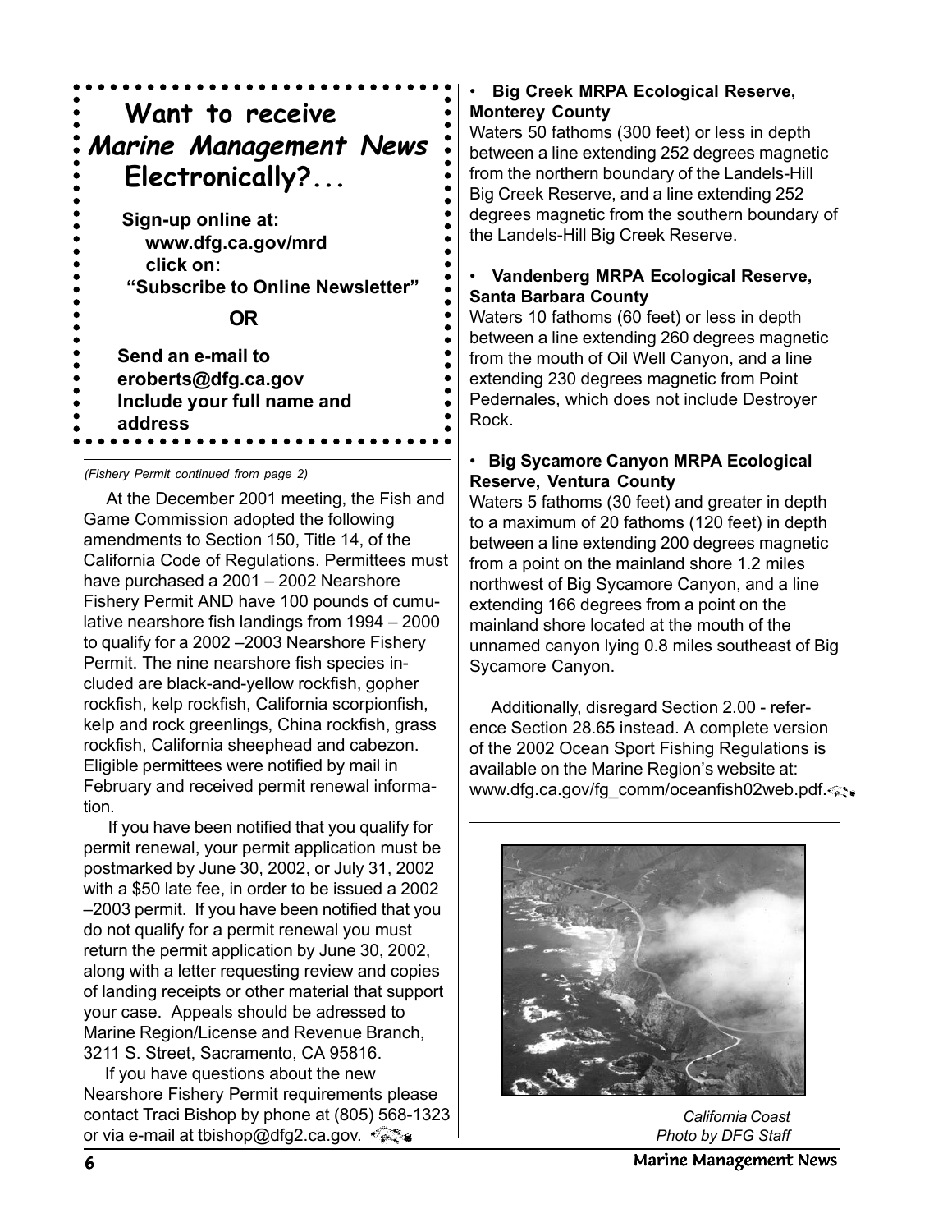**Want to receive *Marine Management News* Electronically?...**

**Sign-up online at: www.dfg.ca.gov/mrd click on: "Subscribe to Online Newsletter"**

**OR**

**Send an e-mail to eroberts@dfg.ca.gov Include your full name and address**

*(Fishery Permit continued from page 2)*

At the December 2001 meeting, the Fish and Game Commission adopted the following amendments to Section 150, Title 14, of the California Code of Regulations. Permittees must have purchased a 2001 – 2002 Nearshore Fishery Permit AND have 100 pounds of cumulative nearshore fish landings from 1994 – 2000 to qualify for a 2002 –2003 Nearshore Fishery Permit. The nine nearshore fish species included are black-and-yellow rockfish, gopher rockfish, kelp rockfish, California scorpionfish, kelp and rock greenlings, China rockfish, grass rockfish, California sheephead and cabezon. Eligible permittees were notified by mail in February and received permit renewal information.

If you have been notified that you qualify for permit renewal, your permit application must be postmarked by June 30, 2002, or July 31, 2002 with a $50 late fee, in order to be issued a 2002 –2003 permit. If you have been notified that you do not qualify for a permit renewal you must return the permit application by June 30, 2002, along with a letter requesting review and copies of landing receipts or other material that support your case. Appeals should be adressed to Marine Region/License and Revenue Branch, 3211 S. Street, Sacramento, CA 95816.

If you have questions about the new Nearshore Fishery Permit requirements please contact Traci Bishop by phone at (805) 568-1323 or via e-mail at tbishop@dfg2.ca.gov.

- **Big Creek MRPA Ecological Reserve, Monterey County**

Waters 50 fathoms (300 feet) or less in depth between a line extending 252 degrees magnetic from the northern boundary of the Landels-Hill Big Creek Reserve, and a line extending 252 degrees magnetic from the southern boundary of the Landels-Hill Big Creek Reserve.

- **Vandenberg MRPA Ecological Reserve, Santa Barbara County**

Waters 10 fathoms (60 feet) or less in depth between a line extending 260 degrees magnetic from the mouth of Oil Well Canyon, and a line extending 230 degrees magnetic from Point Pedernales, which does not include Destroyer Rock.

- **Big Sycamore Canyon MRPA Ecological Reserve, Ventura County**

Waters 5 fathoms (30 feet) and greater in depth to a maximum of 20 fathoms (120 feet) in depth between a line extending 200 degrees magnetic from a point on the mainland shore 1.2 miles northwest of Big Sycamore Canyon, and a line extending 166 degrees from a point on the mainland shore located at the mouth of the unnamed canyon lying 0.8 miles southeast of Big Sycamore Canyon.

Additionally, disregard Section 2.00 - reference Section 28.65 instead. A complete version of the 2002 Ocean Sport Fishing Regulations is available on the Marine Region's website at: www.dfg.ca.gov/fg_comm/oceanfish02web.pdf.

*California Coast*
*Photo by DFG Staff*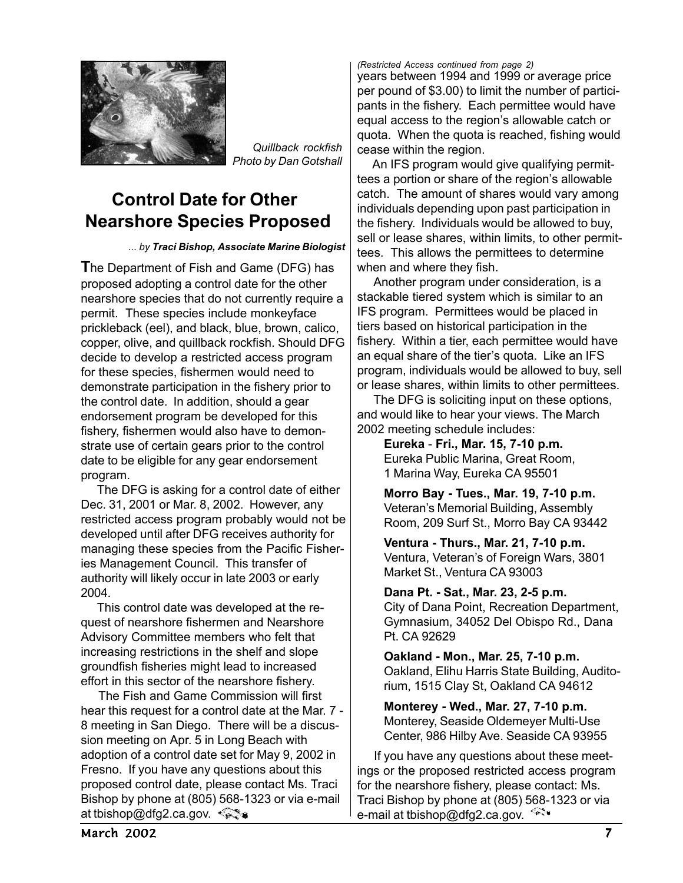Quillback rockfish
Photo by Dan Gotshall

## Control Date for Other Nearshore Species Proposed

*... by **Traci Bishop, Associate Marine Biologist***

The Department of Fish and Game (DFG) has proposed adopting a control date for the other nearshore species that do not currently require a permit. These species include monkeyface prickleback (eel), and black, blue, brown, calico, copper, olive, and quillback rockfish. Should DFG decide to develop a restricted access program for these species, fishermen would need to demonstrate participation in the fishery prior to the control date. In addition, should a gear endorsement program be developed for this fishery, fishermen would also have to demonstrate use of certain gears prior to the control date to be eligible for any gear endorsement program.

The DFG is asking for a control date of either Dec. 31, 2001 or Mar. 8, 2002. However, any restricted access program probably would not be developed until after DFG receives authority for managing these species from the Pacific Fisheries Management Council. This transfer of authority will likely occur in late 2003 or early 2004.

This control date was developed at the request of nearshore fishermen and Nearshore Advisory Committee members who felt that increasing restrictions in the shelf and slope groundfish fisheries might lead to increased effort in this sector of the nearshore fishery.

The Fish and Game Commission will first hear this request for a control date at the Mar. 7 - 8 meeting in San Diego. There will be a discussion meeting on Apr. 5 in Long Beach with adoption of a control date set for May 9, 2002 in Fresno. If you have any questions about this proposed control date, please contact Ms. Traci Bishop by phone at (805) 568-1323 or via e-mail at tbishop@dfg2.ca.gov.

*(Restricted Access continued from page 2)*

years between 1994 and 1999 or average price per pound of $3.00) to limit the number of participants in the fishery. Each permittee would have equal access to the region's allowable catch or quota. When the quota is reached, fishing would cease within the region.

An IFS program would give qualifying permittees a portion or share of the region's allowable catch. The amount of shares would vary among individuals depending upon past participation in the fishery. Individuals would be allowed to buy, sell or lease shares, within limits, to other permittees. This allows the permittees to determine when and where they fish.

Another program under consideration, is a stackable tiered system which is similar to an IFS program. Permittees would be placed in tiers based on historical participation in the fishery. Within a tier, each permittee would have an equal share of the tier's quota. Like an IFS program, individuals would be allowed to buy, sell or lease shares, within limits to other permittees.

The DFG is soliciting input on these options, and would like to hear your views. The March 2002 meeting schedule includes:

**Eureka - Fri., Mar. 15, 7-10 p.m.**
Eureka Public Marina, Great Room,
1 Marina Way, Eureka CA 95501

**Morro Bay - Tues., Mar. 19, 7-10 p.m.**
Veteran's Memorial Building, Assembly Room, 209 Surf St., Morro Bay CA 93442

**Ventura - Thurs., Mar. 21, 7-10 p.m.**
Ventura, Veteran's of Foreign Wars, 3801 Market St., Ventura CA 93003

**Dana Pt. - Sat., Mar. 23, 2-5 p.m.**
City of Dana Point, Recreation Department, Gymnasium, 34052 Del Obispo Rd., Dana Pt. CA 92629

**Oakland - Mon., Mar. 25, 7-10 p.m.**
Oakland, Elihu Harris State Building, Auditorium, 1515 Clay St, Oakland CA 94612

**Monterey - Wed., Mar. 27, 7-10 p.m.**
Monterey, Seaside Oldemeyer Multi-Use Center, 986 Hilby Ave. Seaside CA 93955

If you have any questions about these meetings or the proposed restricted access program for the nearshore fishery, please contact: Ms. Traci Bishop by phone at (805) 568-1323 or via e-mail at tbishop@dfg2.ca.gov.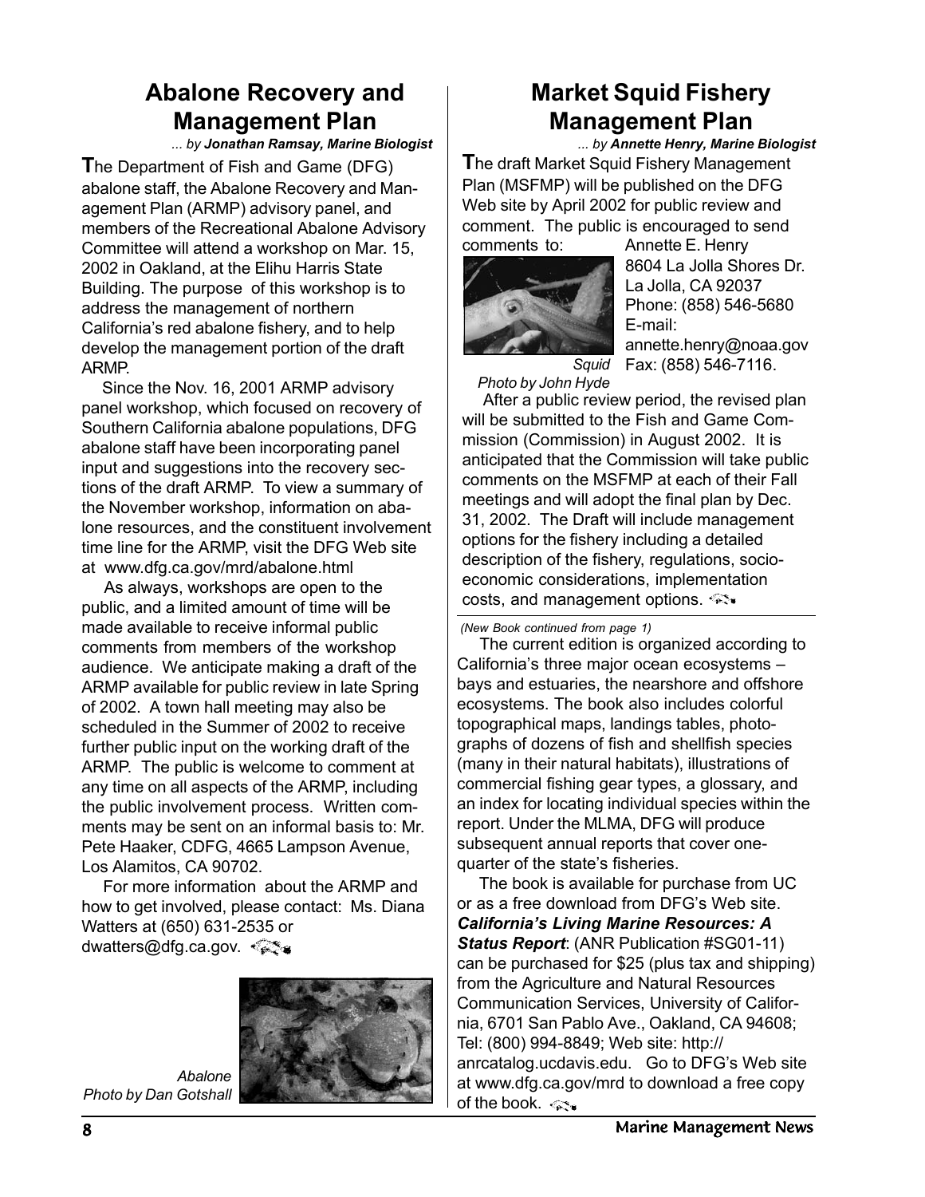## Abalone Recovery and Management Plan

*... by **Jonathan Ramsay, Marine Biologist***

The Department of Fish and Game (DFG) abalone staff, the Abalone Recovery and Management Plan (ARMP) advisory panel, and members of the Recreational Abalone Advisory Committee will attend a workshop on Mar. 15, 2002 in Oakland, at the Elihu Harris State Building. The purpose of this workshop is to address the management of northern California's red abalone fishery, and to help develop the management portion of the draft ARMP.

Since the Nov. 16, 2001 ARMP advisory panel workshop, which focused on recovery of Southern California abalone populations, DFG abalone staff have been incorporating panel input and suggestions into the recovery sections of the draft ARMP. To view a summary of the November workshop, information on abalone resources, and the constituent involvement time line for the ARMP, visit the DFG Web site at www.dfg.ca.gov/mrd/abalone.html

As always, workshops are open to the public, and a limited amount of time will be made available to receive informal public comments from members of the workshop audience. We anticipate making a draft of the ARMP available for public review in late Spring of 2002. A town hall meeting may also be scheduled in the Summer of 2002 to receive further public input on the working draft of the ARMP. The public is welcome to comment at any time on all aspects of the ARMP, including the public involvement process. Written comments may be sent on an informal basis to: Mr. Pete Haaker, CDFG, 4665 Lampson Avenue, Los Alamitos, CA 90702.

For more information about the ARMP and how to get involved, please contact: Ms. Diana Watters at (650) 631-2535 or dwatters@dfg.ca.gov.

*Abalone*
*Photo by Dan Gotshall*

## Market Squid Fishery Management Plan

*... by **Annette Henry, Marine Biologist***

The draft Market Squid Fishery Management Plan (MSFMP) will be published on the DFG Web site by April 2002 for public review and comment. The public is encouraged to send comments to:

Annette E. Henry
8604 La Jolla Shores Dr.
La Jolla, CA 92037
Phone: (858) 546-5680
E-mail: annette.henry@noaa.gov
Fax: (858) 546-7116.

*Squid*
*Photo by John Hyde*

After a public review period, the revised plan will be submitted to the Fish and Game Commission (Commission) in August 2002. It is anticipated that the Commission will take public comments on the MSFMP at each of their Fall meetings and will adopt the final plan by Dec. 31, 2002. The Draft will include management options for the fishery including a detailed description of the fishery, regulations, socioeconomic considerations, implementation costs, and management options.

*(New Book continued from page 1)*

The current edition is organized according to California's three major ocean ecosystems – bays and estuaries, the nearshore and offshore ecosystems. The book also includes colorful topographical maps, landings tables, photographs of dozens of fish and shellfish species (many in their natural habitats), illustrations of commercial fishing gear types, a glossary, and an index for locating individual species within the report. Under the MLMA, DFG will produce subsequent annual reports that cover one-quarter of the state's fisheries.

The book is available for purchase from UC or as a free download from DFG's Web site. ***California's Living Marine Resources: A Status Report***: (ANR Publication #SG01-11) can be purchased for $25 (plus tax and shipping) from the Agriculture and Natural Resources Communication Services, University of California, 6701 San Pablo Ave., Oakland, CA 94608; Tel: (800) 994-8849; Web site: http://anrcatalog.ucdavis.edu. Go to DFG's Web site at www.dfg.ca.gov/mrd to download a free copy of the book.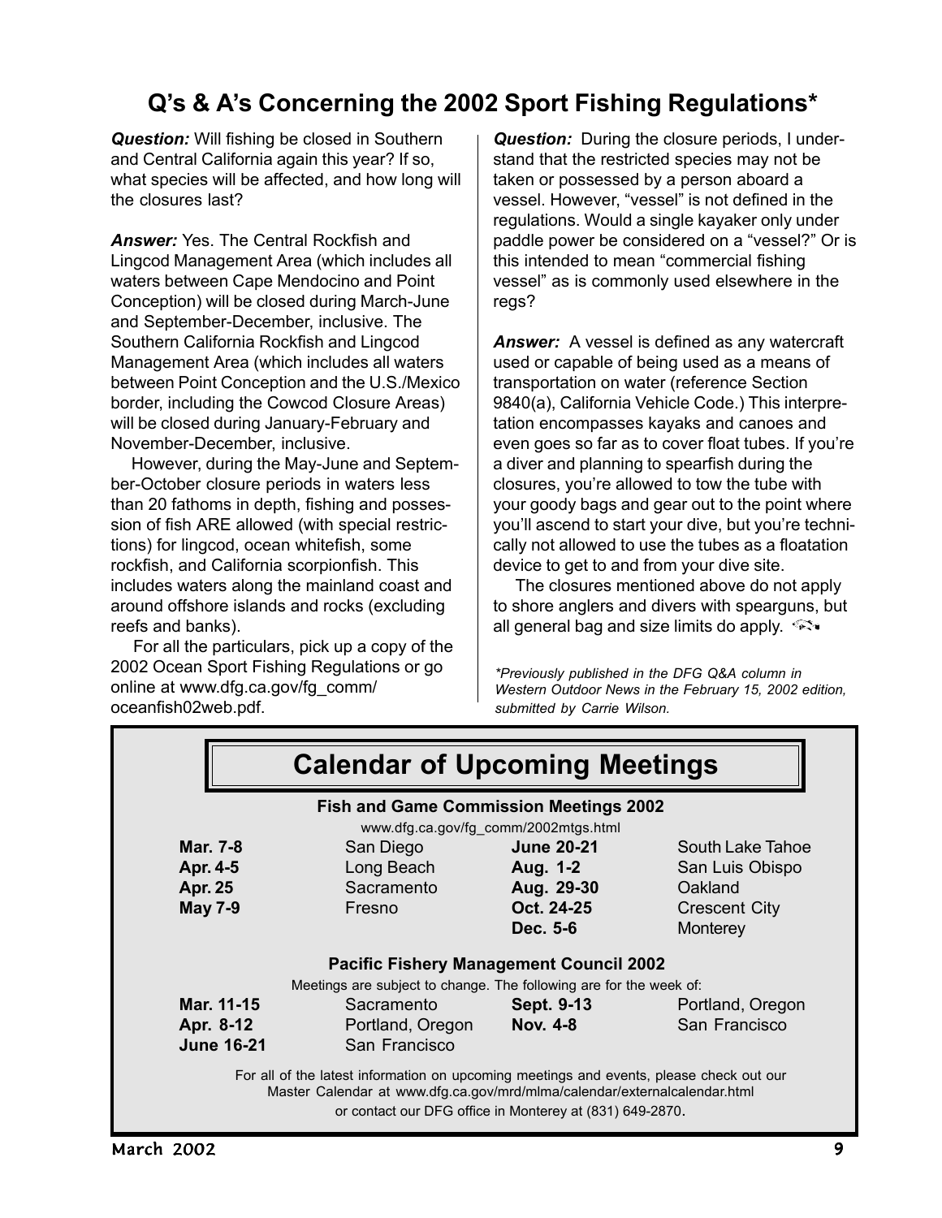## Q's & A's Concerning the 2002 Sport Fishing Regulations*

***Question:*** Will fishing be closed in Southern and Central California again this year? If so, what species will be affected, and how long will the closures last?

***Answer:*** Yes. The Central Rockfish and Lingcod Management Area (which includes all waters between Cape Mendocino and Point Conception) will be closed during March-June and September-December, inclusive. The Southern California Rockfish and Lingcod Management Area (which includes all waters between Point Conception and the U.S./Mexico border, including the Cowcod Closure Areas) will be closed during January-February and November-December, inclusive.

However, during the May-June and September-October closure periods in waters less than 20 fathoms in depth, fishing and possession of fish ARE allowed (with special restrictions) for lingcod, ocean whitefish, some rockfish, and California scorpionfish. This includes waters along the mainland coast and around offshore islands and rocks (excluding reefs and banks).

For all the particulars, pick up a copy of the 2002 Ocean Sport Fishing Regulations or go online at www.dfg.ca.gov/fg_comm/oceanfish02web.pdf.

***Question:*** During the closure periods, I understand that the restricted species may not be taken or possessed by a person aboard a vessel. However, "vessel" is not defined in the regulations. Would a single kayaker only under paddle power be considered on a "vessel?" Or is this intended to mean "commercial fishing vessel" as is commonly used elsewhere in the regs?

***Answer:*** A vessel is defined as any watercraft used or capable of being used as a means of transportation on water (reference Section 9840(a), California Vehicle Code.) This interpretation encompasses kayaks and canoes and even goes so far as to cover float tubes. If you're a diver and planning to spearfish during the closures, you're allowed to tow the tube with your goody bags and gear out to the point where you'll ascend to start your dive, but you're technically not allowed to use the tubes as a floatation device to get to and from your dive site.

The closures mentioned above do not apply to shore anglers and divers with spearguns, but all general bag and size limits do apply.

*\*Previously published in the DFG Q&A column in Western Outdoor News in the February 15, 2002 edition, submitted by Carrie Wilson.*

## Calendar of Upcoming Meetings

### Fish and Game Commission Meetings 2002

www.dfg.ca.gov/fg_comm/2002mtgs.html

| Date | Location | Date | Location |
|---|---|---|---|
| **Mar. 7-8** | San Diego | **June 20-21** | South Lake Tahoe |
| **Apr. 4-5** | Long Beach | **Aug. 1-2** | San Luis Obispo |
| **Apr. 25** | Sacramento | **Aug. 29-30** | Oakland |
| **May 7-9** | Fresno | **Oct. 24-25** | Crescent City |
| | | **Dec. 5-6** | Monterey |

### Pacific Fishery Management Council 2002

Meetings are subject to change. The following are for the week of:

| Date | Location | Date | Location |
|---|---|---|---|
| **Mar. 11-15** | Sacramento | **Sept. 9-13** | Portland, Oregon |
| **Apr. 8-12** | Portland, Oregon | **Nov. 4-8** | San Francisco |
| **June 16-21** | San Francisco | | |

For all of the latest information on upcoming meetings and events, please check out our Master Calendar at www.dfg.ca.gov/mrd/mlma/calendar/externalcalendar.html or contact our DFG office in Monterey at (831) 649-2870.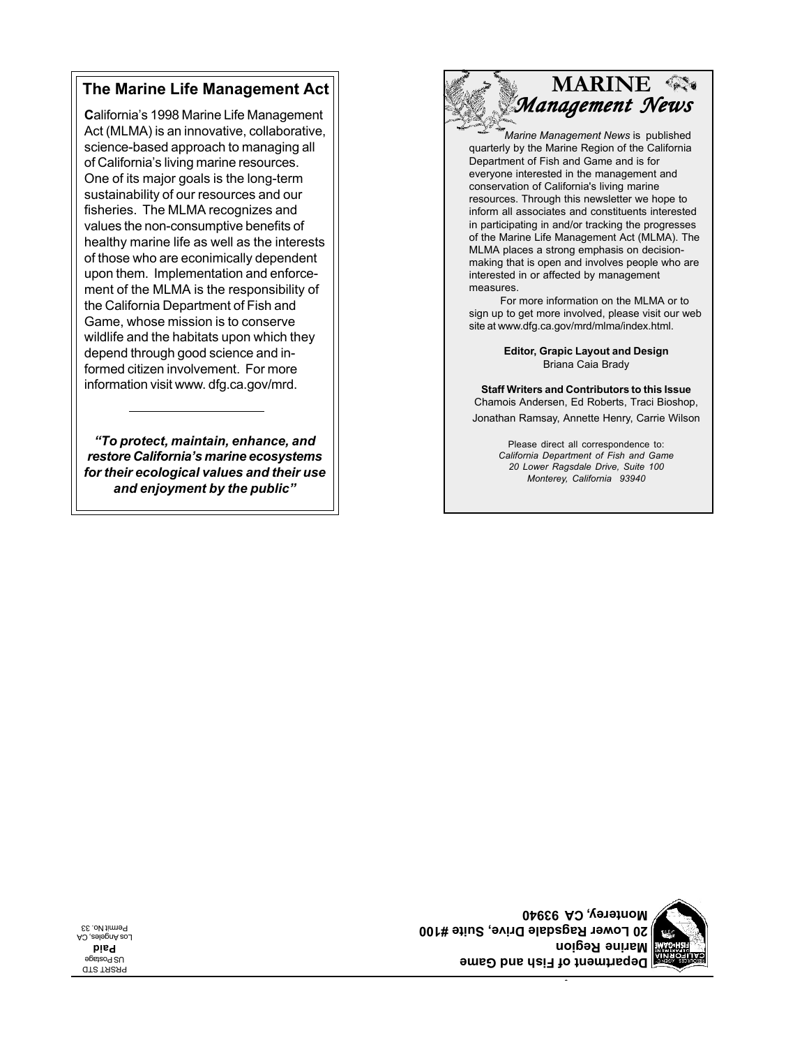## The Marine Life Management Act

**C**alifornia's 1998 Marine Life Management Act (MLMA) is an innovative, collaborative, science-based approach to managing all of California's living marine resources. One of its major goals is the long-term sustainability of our resources and our fisheries. The MLMA recognizes and values the non-consumptive benefits of healthy marine life as well as the interests of those who are econimically dependent upon them. Implementation and enforcement of the MLMA is the responsibility of the California Department of Fish and Game, whose mission is to conserve wildlife and the habitats upon which they depend through good science and informed citizen involvement. For more information visit www. dfg.ca.gov/mrd.

---

***"To protect, maintain, enhance, and restore California's marine ecosystems for their ecological values and their use and enjoyment by the public"***

## MARINE *Management News*

*Marine Management News* is published quarterly by the Marine Region of the California Department of Fish and Game and is for everyone interested in the management and conservation of California's living marine resources. Through this newsletter we hope to inform all associates and constituents interested in participating in and/or tracking the progresses of the Marine Life Management Act (MLMA). The MLMA places a strong emphasis on decision-making that is open and involves people who are interested in or affected by management measures.

For more information on the MLMA or to sign up to get more involved, please visit our web site at www.dfg.ca.gov/mrd/mlma/index.html.

**Editor, Grapic Layout and Design**
Briana Caia Brady

**Staff Writers and Contributors to this Issue**
Chamois Andersen, Ed Roberts, Traci Bioshop, Jonathan Ramsay, Annette Henry, Carrie Wilson

Please direct all correspondence to:
*California Department of Fish and Game*
*20 Lower Ragsdale Drive, Suite 100*
*Monterey, California 93940*

**Department of Fish and Game**
**Marine Region**
**20 Lower Ragsdale Drive, Suite #100**
**Monterey, CA 93940**

PRSRT STD
US Postage
**Paid**
Los Angeles, CA
Permit No. 33